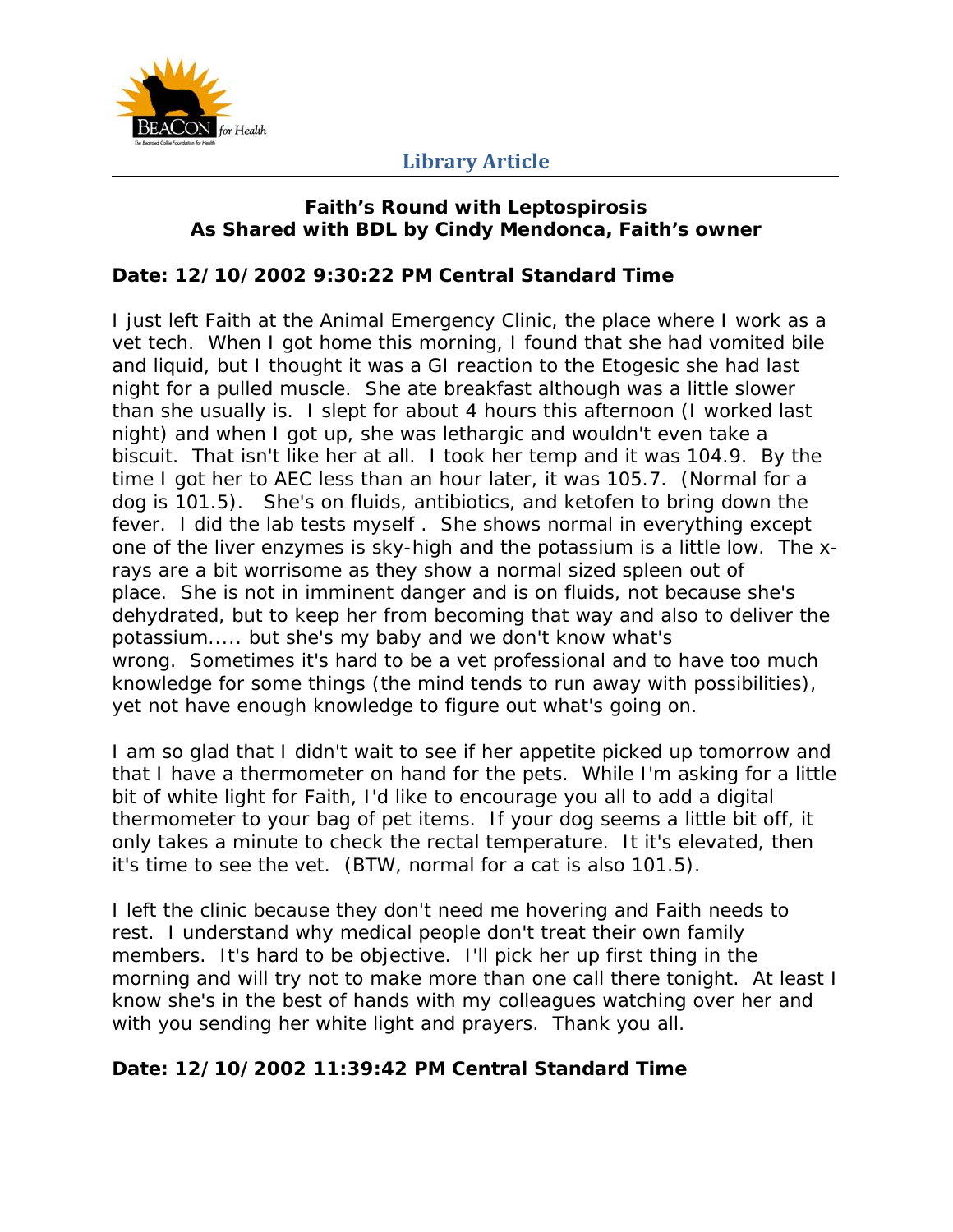# Library Article

**Faith's Round with Leptospirosis**
**As Shared with BDL by Cindy Mendonca, Faith's owner**

**Date: 12/10/2002 9:30:22 PM Central Standard Time**

I just left Faith at the Animal Emergency Clinic, the place where I work as a vet tech. When I got home this morning, I found that she had vomited bile and liquid, but I thought it was a GI reaction to the Etogesic she had last night for a pulled muscle. She ate breakfast although was a little slower than she usually is. I slept for about 4 hours this afternoon (I worked last night) and when I got up, she was lethargic and wouldn't even take a biscuit. That isn't like her at all. I took her temp and it was 104.9. By the time I got her to AEC less than an hour later, it was 105.7. (Normal for a dog is 101.5). She's on fluids, antibiotics, and ketofen to bring down the fever. I did the lab tests myself . She shows normal in everything except one of the liver enzymes is sky-high and the potassium is a little low. The x-rays are a bit worrisome as they show a normal sized spleen out of place. She is not in imminent danger and is on fluids, not because she's dehydrated, but to keep her from becoming that way and also to deliver the potassium..... but she's my baby and we don't know what's wrong. Sometimes it's hard to be a vet professional and to have too much knowledge for some things (the mind tends to run away with possibilities), yet not have enough knowledge to figure out what's going on.

I am so glad that I didn't wait to see if her appetite picked up tomorrow and that I have a thermometer on hand for the pets. While I'm asking for a little bit of white light for Faith, I'd like to encourage you all to add a digital thermometer to your bag of pet items. If your dog seems a little bit off, it only takes a minute to check the rectal temperature. It it's elevated, then it's time to see the vet. (BTW, normal for a cat is also 101.5).

I left the clinic because they don't need me hovering and Faith needs to rest. I understand why medical people don't treat their own family members. It's hard to be objective. I'll pick her up first thing in the morning and will try not to make more than one call there tonight. At least I know she's in the best of hands with my colleagues watching over her and with you sending her white light and prayers. Thank you all.

**Date: 12/10/2002 11:39:42 PM Central Standard Time**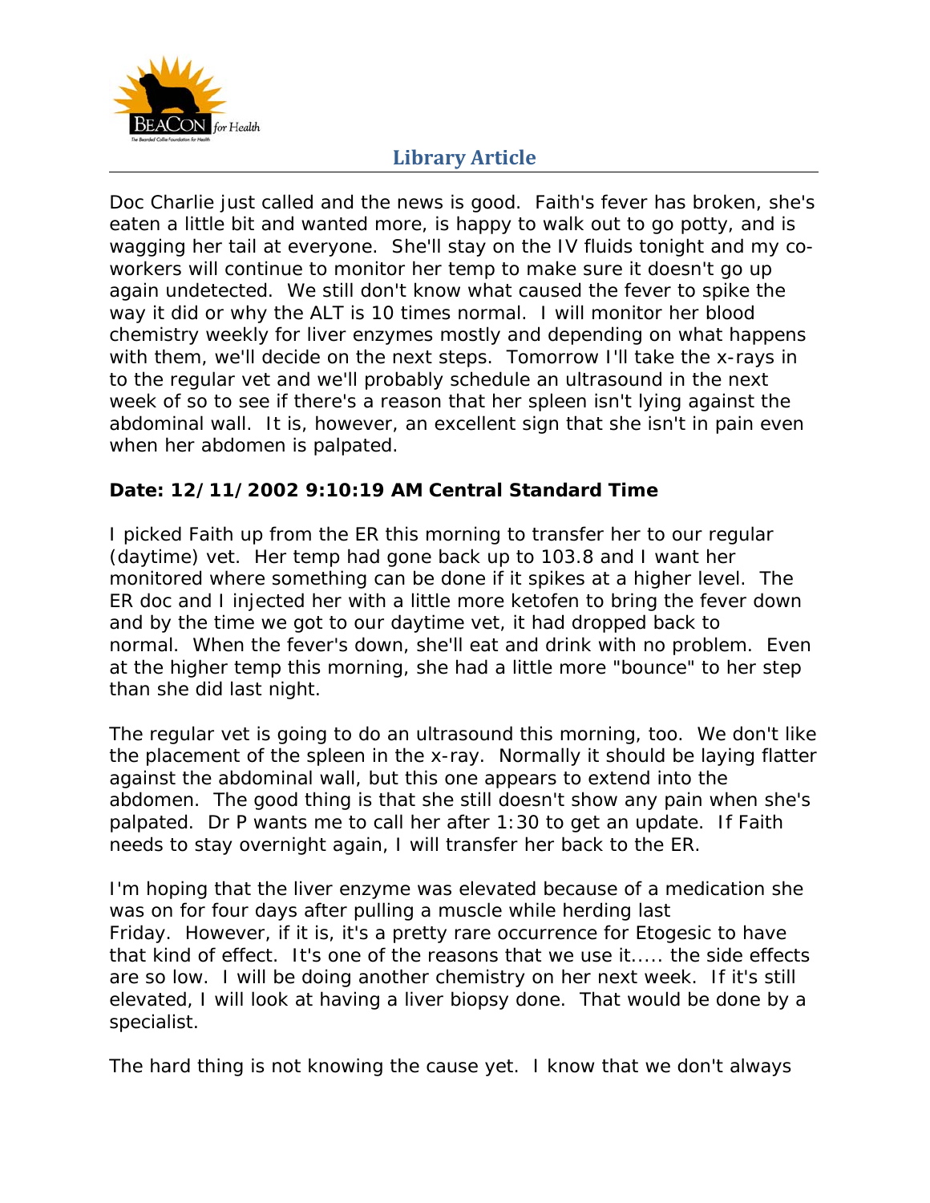Doc Charlie just called and the news is good. Faith's fever has broken, she's eaten a little bit and wanted more, is happy to walk out to go potty, and is wagging her tail at everyone. She'll stay on the IV fluids tonight and my co-workers will continue to monitor her temp to make sure it doesn't go up again undetected. We still don't know what caused the fever to spike the way it did or why the ALT is 10 times normal. I will monitor her blood chemistry weekly for liver enzymes mostly and depending on what happens with them, we'll decide on the next steps. Tomorrow I'll take the x-rays in to the regular vet and we'll probably schedule an ultrasound in the next week of so to see if there's a reason that her spleen isn't lying against the abdominal wall. It is, however, an excellent sign that she isn't in pain even when her abdomen is palpated.

**Date: 12/11/2002 9:10:19 AM Central Standard Time**

I picked Faith up from the ER this morning to transfer her to our regular (daytime) vet. Her temp had gone back up to 103.8 and I want her monitored where something can be done if it spikes at a higher level. The ER doc and I injected her with a little more ketofen to bring the fever down and by the time we got to our daytime vet, it had dropped back to normal. When the fever's down, she'll eat and drink with no problem. Even at the higher temp this morning, she had a little more "bounce" to her step than she did last night.

The regular vet is going to do an ultrasound this morning, too. We don't like the placement of the spleen in the x-ray. Normally it should be laying flatter against the abdominal wall, but this one appears to extend into the abdomen. The good thing is that she still doesn't show any pain when she's palpated. Dr P wants me to call her after 1:30 to get an update. If Faith needs to stay overnight again, I will transfer her back to the ER.

I'm hoping that the liver enzyme was elevated because of a medication she was on for four days after pulling a muscle while herding last Friday. However, if it is, it's a pretty rare occurrence for Etogesic to have that kind of effect. It's one of the reasons that we use it..... the side effects are so low. I will be doing another chemistry on her next week. If it's still elevated, I will look at having a liver biopsy done. That would be done by a specialist.

The hard thing is not knowing the cause yet. I know that we don't always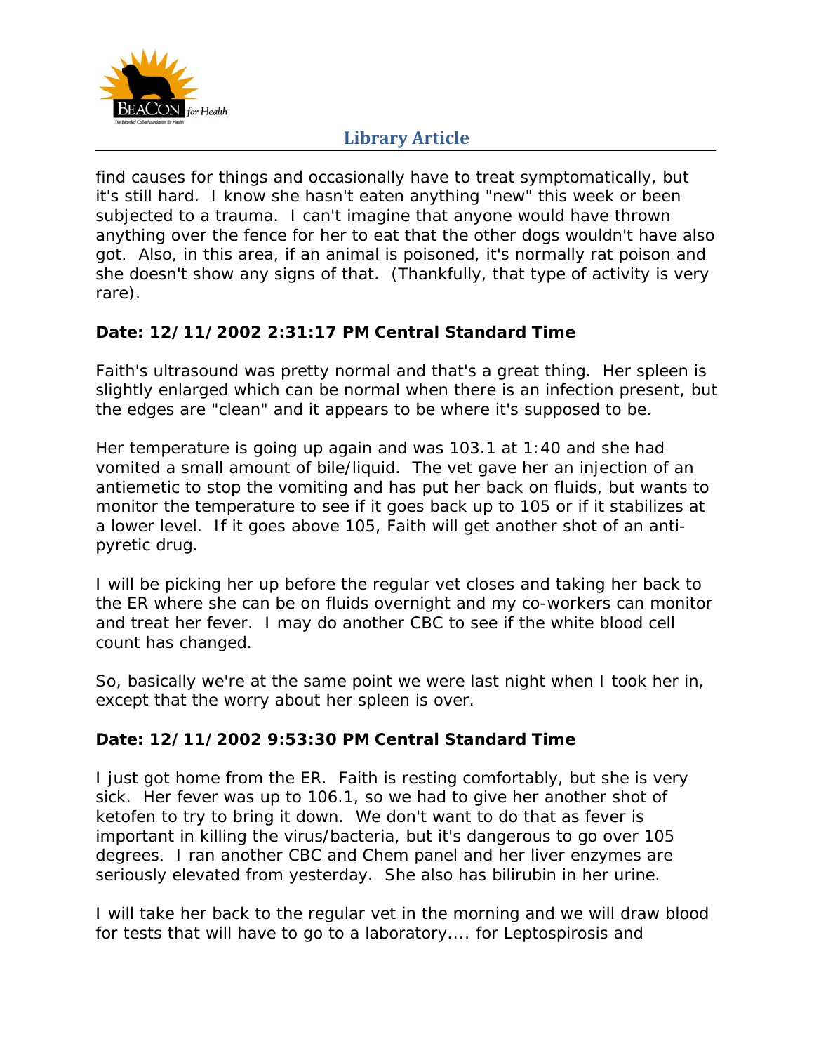find causes for things and occasionally have to treat symptomatically, but it's still hard. I know she hasn't eaten anything "new" this week or been subjected to a trauma. I can't imagine that anyone would have thrown anything over the fence for her to eat that the other dogs wouldn't have also got. Also, in this area, if an animal is poisoned, it's normally rat poison and she doesn't show any signs of that. (Thankfully, that type of activity is very rare).

**Date: 12/11/2002 2:31:17 PM Central Standard Time**

Faith's ultrasound was pretty normal and that's a great thing. Her spleen is slightly enlarged which can be normal when there is an infection present, but the edges are "clean" and it appears to be where it's supposed to be.

Her temperature is going up again and was 103.1 at 1:40 and she had vomited a small amount of bile/liquid. The vet gave her an injection of an antiemetic to stop the vomiting and has put her back on fluids, but wants to monitor the temperature to see if it goes back up to 105 or if it stabilizes at a lower level. If it goes above 105, Faith will get another shot of an anti-pyretic drug.

I will be picking her up before the regular vet closes and taking her back to the ER where she can be on fluids overnight and my co-workers can monitor and treat her fever. I may do another CBC to see if the white blood cell count has changed.

So, basically we're at the same point we were last night when I took her in, except that the worry about her spleen is over.

**Date: 12/11/2002 9:53:30 PM Central Standard Time**

I just got home from the ER. Faith is resting comfortably, but she is very sick. Her fever was up to 106.1, so we had to give her another shot of ketofen to try to bring it down. We don't want to do that as fever is important in killing the virus/bacteria, but it's dangerous to go over 105 degrees. I ran another CBC and Chem panel and her liver enzymes are seriously elevated from yesterday. She also has bilirubin in her urine.

I will take her back to the regular vet in the morning and we will draw blood for tests that will have to go to a laboratory.... for Leptospirosis and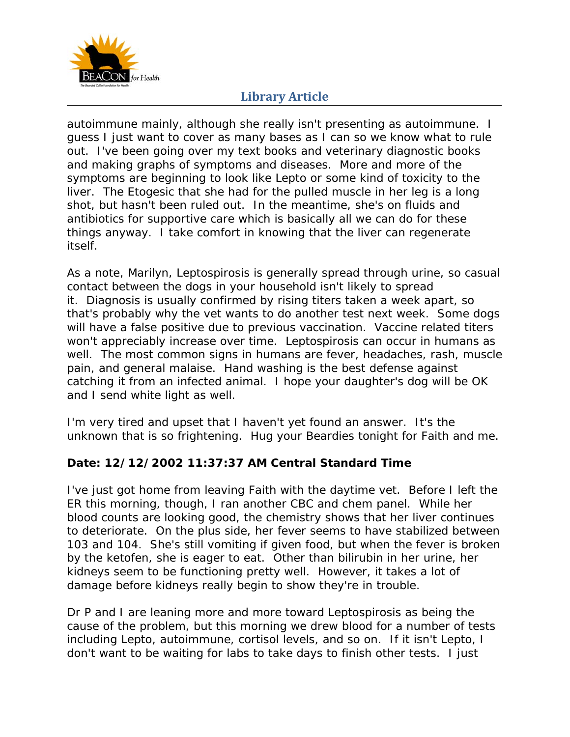autoimmune mainly, although she really isn't presenting as autoimmune. I guess I just want to cover as many bases as I can so we know what to rule out. I've been going over my text books and veterinary diagnostic books and making graphs of symptoms and diseases. More and more of the symptoms are beginning to look like Lepto or some kind of toxicity to the liver. The Etogesic that she had for the pulled muscle in her leg is a long shot, but hasn't been ruled out. In the meantime, she's on fluids and antibiotics for supportive care which is basically all we can do for these things anyway. I take comfort in knowing that the liver can regenerate itself.

As a note, Marilyn, Leptospirosis is generally spread through urine, so casual contact between the dogs in your household isn't likely to spread it. Diagnosis is usually confirmed by rising titers taken a week apart, so that's probably why the vet wants to do another test next week. Some dogs will have a false positive due to previous vaccination. Vaccine related titers won't appreciably increase over time. Leptospirosis can occur in humans as well. The most common signs in humans are fever, headaches, rash, muscle pain, and general malaise. Hand washing is the best defense against catching it from an infected animal. I hope your daughter's dog will be OK and I send white light as well.

I'm very tired and upset that I haven't yet found an answer. It's the unknown that is so frightening. Hug your Beardies tonight for Faith and me.

**Date: 12/12/2002 11:37:37 AM Central Standard Time**

I've just got home from leaving Faith with the daytime vet. Before I left the ER this morning, though, I ran another CBC and chem panel. While her blood counts are looking good, the chemistry shows that her liver continues to deteriorate. On the plus side, her fever seems to have stabilized between 103 and 104. She's still vomiting if given food, but when the fever is broken by the ketofen, she is eager to eat. Other than bilirubin in her urine, her kidneys seem to be functioning pretty well. However, it takes a lot of damage before kidneys really begin to show they're in trouble.

Dr P and I are leaning more and more toward Leptospirosis as being the cause of the problem, but this morning we drew blood for a number of tests including Lepto, autoimmune, cortisol levels, and so on. If it isn't Lepto, I don't want to be waiting for labs to take days to finish other tests. I just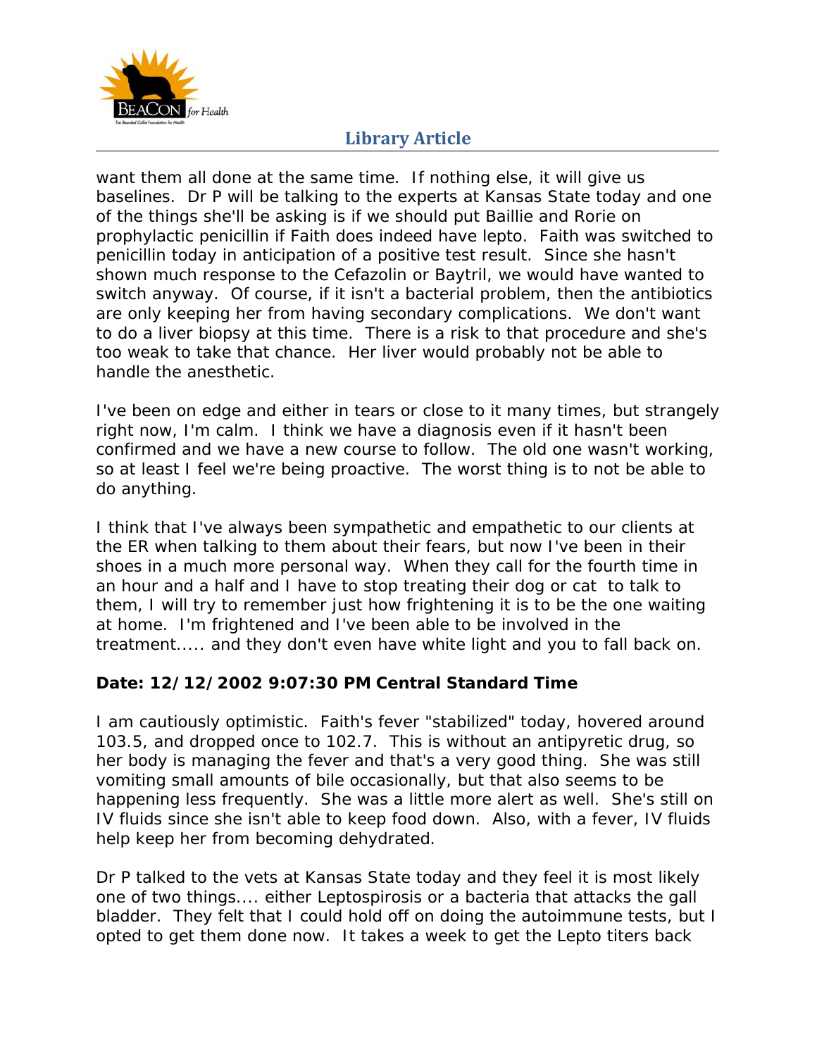want them all done at the same time. If nothing else, it will give us baselines. Dr P will be talking to the experts at Kansas State today and one of the things she'll be asking is if we should put Baillie and Rorie on prophylactic penicillin if Faith does indeed have lepto. Faith was switched to penicillin today in anticipation of a positive test result. Since she hasn't shown much response to the Cefazolin or Baytril, we would have wanted to switch anyway. Of course, if it isn't a bacterial problem, then the antibiotics are only keeping her from having secondary complications. We don't want to do a liver biopsy at this time. There is a risk to that procedure and she's too weak to take that chance. Her liver would probably not be able to handle the anesthetic.

I've been on edge and either in tears or close to it many times, but strangely right now, I'm calm. I think we have a diagnosis even if it hasn't been confirmed and we have a new course to follow. The old one wasn't working, so at least I feel we're being proactive. The worst thing is to not be able to do anything.

I think that I've always been sympathetic and empathetic to our clients at the ER when talking to them about their fears, but now I've been in their shoes in a much more personal way. When they call for the fourth time in an hour and a half and I have to stop treating their dog or cat to talk to them, I will try to remember just how frightening it is to be the one waiting at home. I'm frightened and I've been able to be involved in the treatment..... and they don't even have white light and you to fall back on.

**Date: 12/12/2002 9:07:30 PM Central Standard Time**

I am cautiously optimistic. Faith's fever "stabilized" today, hovered around 103.5, and dropped once to 102.7. This is without an antipyretic drug, so her body is managing the fever and that's a very good thing. She was still vomiting small amounts of bile occasionally, but that also seems to be happening less frequently. She was a little more alert as well. She's still on IV fluids since she isn't able to keep food down. Also, with a fever, IV fluids help keep her from becoming dehydrated.

Dr P talked to the vets at Kansas State today and they feel it is most likely one of two things.... either Leptospirosis or a bacteria that attacks the gall bladder. They felt that I could hold off on doing the autoimmune tests, but I opted to get them done now. It takes a week to get the Lepto titers back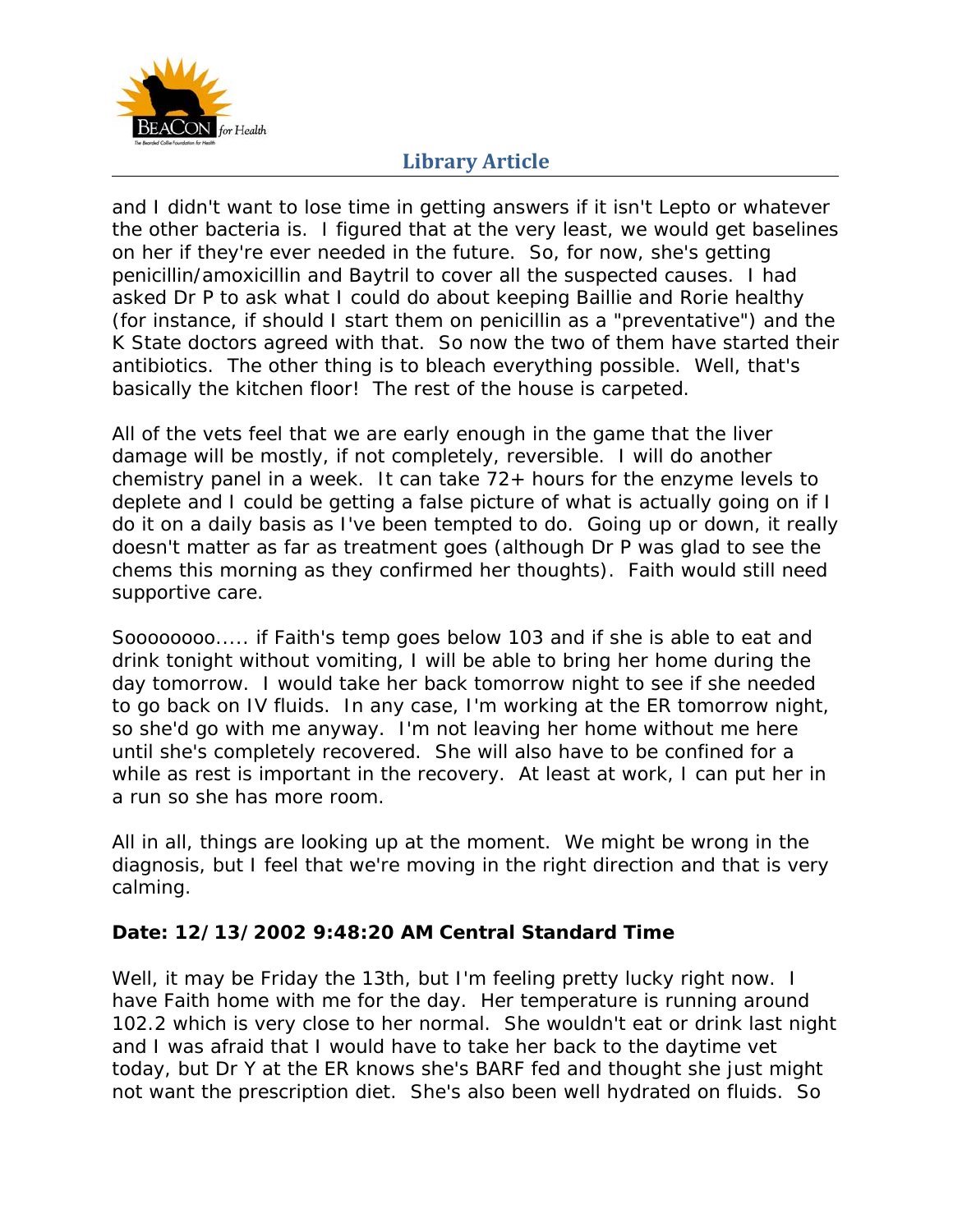and I didn't want to lose time in getting answers if it isn't Lepto or whatever the other bacteria is. I figured that at the very least, we would get baselines on her if they're ever needed in the future. So, for now, she's getting penicillin/amoxicillin and Baytril to cover all the suspected causes. I had asked Dr P to ask what I could do about keeping Baillie and Rorie healthy (for instance, if should I start them on penicillin as a "preventative") and the K State doctors agreed with that. So now the two of them have started their antibiotics. The other thing is to bleach everything possible. Well, that's basically the kitchen floor! The rest of the house is carpeted.

All of the vets feel that we are early enough in the game that the liver damage will be mostly, if not completely, reversible. I will do another chemistry panel in a week. It can take 72+ hours for the enzyme levels to deplete and I could be getting a false picture of what is actually going on if I do it on a daily basis as I've been tempted to do. Going up or down, it really doesn't matter as far as treatment goes (although Dr P was glad to see the chems this morning as they confirmed her thoughts). Faith would still need supportive care.

Soooooooo..... if Faith's temp goes below 103 and if she is able to eat and drink tonight without vomiting, I will be able to bring her home during the day tomorrow. I would take her back tomorrow night to see if she needed to go back on IV fluids. In any case, I'm working at the ER tomorrow night, so she'd go with me anyway. I'm not leaving her home without me here until she's completely recovered. She will also have to be confined for a while as rest is important in the recovery. At least at work, I can put her in a run so she has more room.

All in all, things are looking up at the moment. We might be wrong in the diagnosis, but I feel that we're moving in the right direction and that is very calming.

**Date: 12/13/2002 9:48:20 AM Central Standard Time**

Well, it may be Friday the 13th, but I'm feeling pretty lucky right now. I have Faith home with me for the day. Her temperature is running around 102.2 which is very close to her normal. She wouldn't eat or drink last night and I was afraid that I would have to take her back to the daytime vet today, but Dr Y at the ER knows she's BARF fed and thought she just might not want the prescription diet. She's also been well hydrated on fluids. So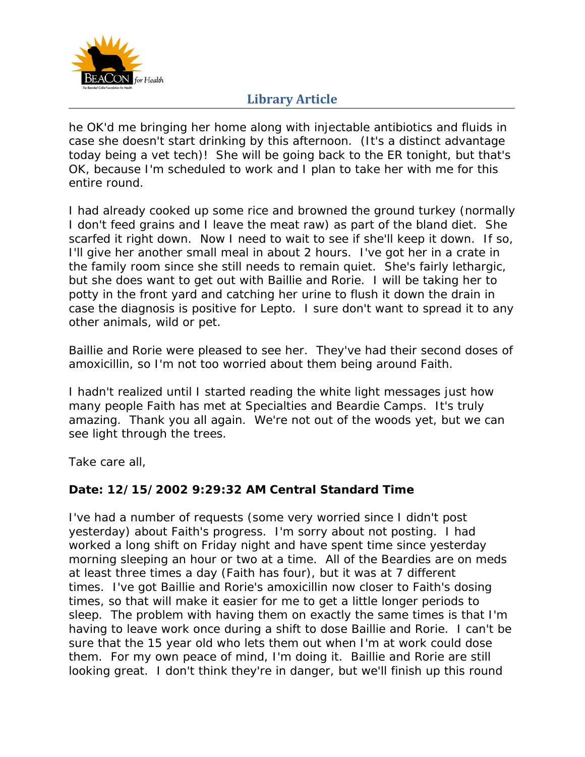he OK'd me bringing her home along with injectable antibiotics and fluids in case she doesn't start drinking by this afternoon. (It's a distinct advantage today being a vet tech)! She will be going back to the ER tonight, but that's OK, because I'm scheduled to work and I plan to take her with me for this entire round.

I had already cooked up some rice and browned the ground turkey (normally I don't feed grains and I leave the meat raw) as part of the bland diet. She scarfed it right down. Now I need to wait to see if she'll keep it down. If so, I'll give her another small meal in about 2 hours. I've got her in a crate in the family room since she still needs to remain quiet. She's fairly lethargic, but she does want to get out with Baillie and Rorie. I will be taking her to potty in the front yard and catching her urine to flush it down the drain in case the diagnosis is positive for Lepto. I sure don't want to spread it to any other animals, wild or pet.

Baillie and Rorie were pleased to see her. They've had their second doses of amoxicillin, so I'm not too worried about them being around Faith.

I hadn't realized until I started reading the white light messages just how many people Faith has met at Specialties and Beardie Camps. It's truly amazing. Thank you all again. We're not out of the woods yet, but we can see light through the trees.

Take care all,

**Date: 12/15/2002 9:29:32 AM Central Standard Time**

I've had a number of requests (some very worried since I didn't post yesterday) about Faith's progress. I'm sorry about not posting. I had worked a long shift on Friday night and have spent time since yesterday morning sleeping an hour or two at a time. All of the Beardies are on meds at least three times a day (Faith has four), but it was at 7 different times. I've got Baillie and Rorie's amoxicillin now closer to Faith's dosing times, so that will make it easier for me to get a little longer periods to sleep. The problem with having them on exactly the same times is that I'm having to leave work once during a shift to dose Baillie and Rorie. I can't be sure that the 15 year old who lets them out when I'm at work could dose them. For my own peace of mind, I'm doing it. Baillie and Rorie are still looking great. I don't think they're in danger, but we'll finish up this round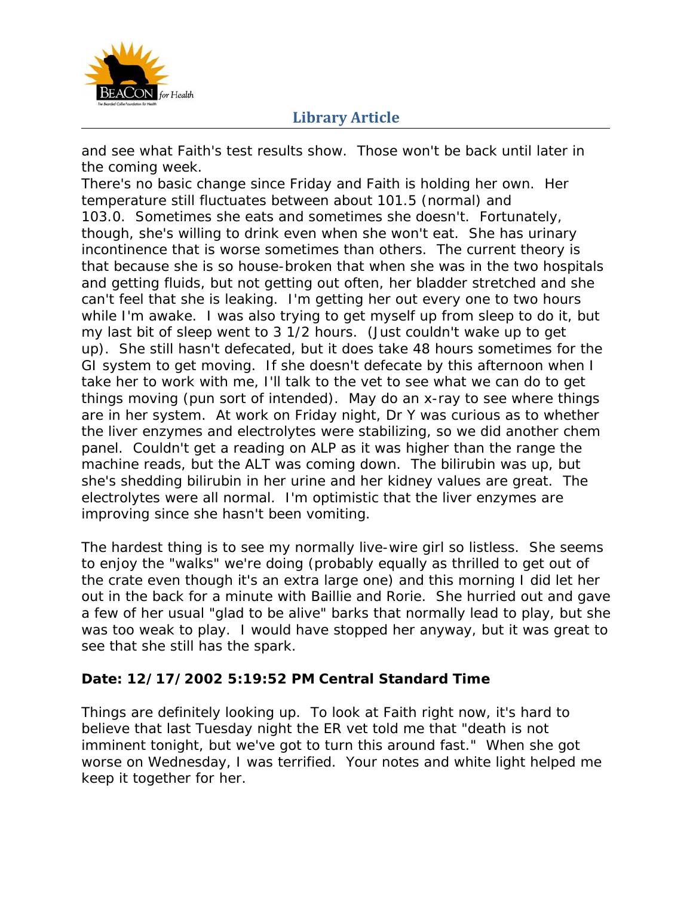and see what Faith's test results show. Those won't be back until later in the coming week.

There's no basic change since Friday and Faith is holding her own. Her temperature still fluctuates between about 101.5 (normal) and 103.0. Sometimes she eats and sometimes she doesn't. Fortunately, though, she's willing to drink even when she won't eat. She has urinary incontinence that is worse sometimes than others. The current theory is that because she is so house-broken that when she was in the two hospitals and getting fluids, but not getting out often, her bladder stretched and she can't feel that she is leaking. I'm getting her out every one to two hours while I'm awake. I was also trying to get myself up from sleep to do it, but my last bit of sleep went to 3 1/2 hours. (Just couldn't wake up to get up). She still hasn't defecated, but it does take 48 hours sometimes for the GI system to get moving. If she doesn't defecate by this afternoon when I take her to work with me, I'll talk to the vet to see what we can do to get things moving (pun sort of intended). May do an x-ray to see where things are in her system. At work on Friday night, Dr Y was curious as to whether the liver enzymes and electrolytes were stabilizing, so we did another chem panel. Couldn't get a reading on ALP as it was higher than the range the machine reads, but the ALT was coming down. The bilirubin was up, but she's shedding bilirubin in her urine and her kidney values are great. The electrolytes were all normal. I'm optimistic that the liver enzymes are improving since she hasn't been vomiting.

The hardest thing is to see my normally live-wire girl so listless. She seems to enjoy the "walks" we're doing (probably equally as thrilled to get out of the crate even though it's an extra large one) and this morning I did let her out in the back for a minute with Baillie and Rorie. She hurried out and gave a few of her usual "glad to be alive" barks that normally lead to play, but she was too weak to play. I would have stopped her anyway, but it was great to see that she still has the spark.

**Date: 12/17/2002 5:19:52 PM Central Standard Time**

Things are definitely looking up. To look at Faith right now, it's hard to believe that last Tuesday night the ER vet told me that "death is not imminent tonight, but we've got to turn this around fast." When she got worse on Wednesday, I was terrified. Your notes and white light helped me keep it together for her.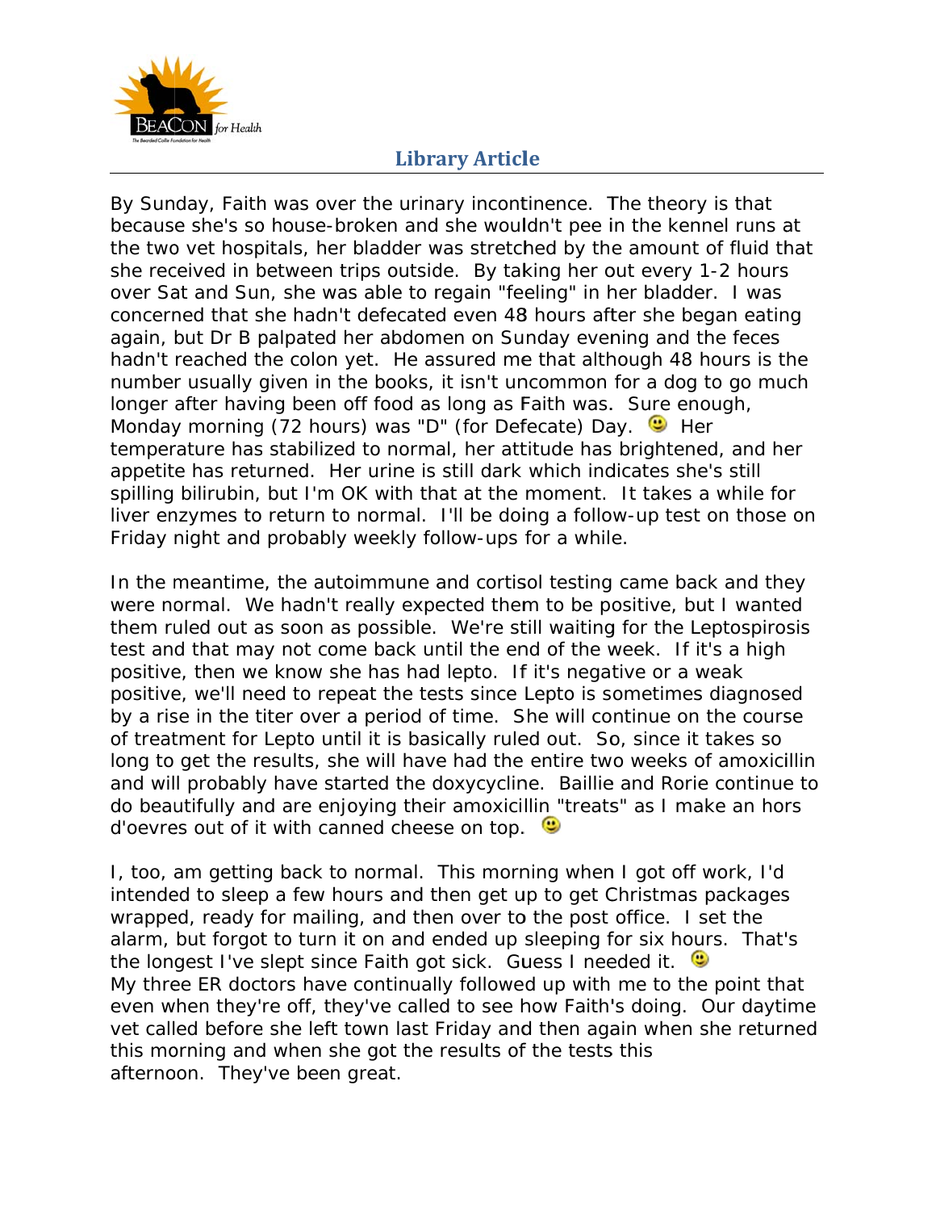By Sunday, Faith was over the urinary incontinence. The theory is that because she's so house-broken and she wouldn't pee in the kennel runs at the two vet hospitals, her bladder was stretched by the amount of fluid that she received in between trips outside. By taking her out every 1-2 hours over Sat and Sun, she was able to regain "feeling" in her bladder. I was concerned that she hadn't defecated even 48 hours after she began eating again, but Dr B palpated her abdomen on Sunday evening and the feces hadn't reached the colon yet. He assured me that although 48 hours is the number usually given in the books, it isn't uncommon for a dog to go much longer after having been off food as long as Faith was. Sure enough, Monday morning (72 hours) was "D" (for Defecate) Day. 🙂 Her temperature has stabilized to normal, her attitude has brightened, and her appetite has returned. Her urine is still dark which indicates she's still spilling bilirubin, but I'm OK with that at the moment. It takes a while for liver enzymes to return to normal. I'll be doing a follow-up test on those on Friday night and probably weekly follow-ups for a while.

In the meantime, the autoimmune and cortisol testing came back and they were normal. We hadn't really expected them to be positive, but I wanted them ruled out as soon as possible. We're still waiting for the Leptospirosis test and that may not come back until the end of the week. If it's a high positive, then we know she has had lepto. If it's negative or a weak positive, we'll need to repeat the tests since Lepto is sometimes diagnosed by a rise in the titer over a period of time. She will continue on the course of treatment for Lepto until it is basically ruled out. So, since it takes so long to get the results, she will have had the entire two weeks of amoxicillin and will probably have started the doxycycline. Baillie and Rorie continue to do beautifully and are enjoying their amoxicillin "treats" as I make an hors d'oevres out of it with canned cheese on top. 🙂

I, too, am getting back to normal. This morning when I got off work, I'd intended to sleep a few hours and then get up to get Christmas packages wrapped, ready for mailing, and then over to the post office. I set the alarm, but forgot to turn it on and ended up sleeping for six hours. That's the longest I've slept since Faith got sick. Guess I needed it. 🙂
My three ER doctors have continually followed up with me to the point that even when they're off, they've called to see how Faith's doing. Our daytime vet called before she left town last Friday and then again when she returned this morning and when she got the results of the tests this afternoon. They've been great.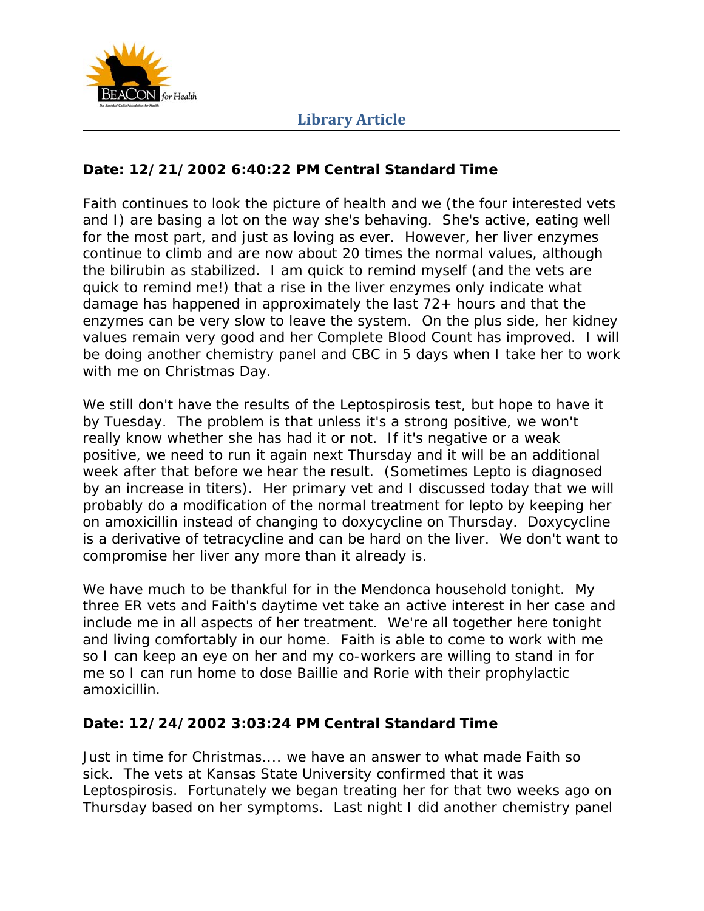**Date: 12/21/2002 6:40:22 PM Central Standard Time**

Faith continues to look the picture of health and we (the four interested vets and I) are basing a lot on the way she's behaving. She's active, eating well for the most part, and just as loving as ever. However, her liver enzymes continue to climb and are now about 20 times the normal values, although the bilirubin as stabilized. I am quick to remind myself (and the vets are quick to remind me!) that a rise in the liver enzymes only indicate what damage has happened in approximately the last 72+ hours and that the enzymes can be very slow to leave the system. On the plus side, her kidney values remain very good and her Complete Blood Count has improved. I will be doing another chemistry panel and CBC in 5 days when I take her to work with me on Christmas Day.

We still don't have the results of the Leptospirosis test, but hope to have it by Tuesday. The problem is that unless it's a strong positive, we won't really know whether she has had it or not. If it's negative or a weak positive, we need to run it again next Thursday and it will be an additional week after that before we hear the result. (Sometimes Lepto is diagnosed by an increase in titers). Her primary vet and I discussed today that we will probably do a modification of the normal treatment for lepto by keeping her on amoxicillin instead of changing to doxycycline on Thursday. Doxycycline is a derivative of tetracycline and can be hard on the liver. We don't want to compromise her liver any more than it already is.

We have much to be thankful for in the Mendonca household tonight. My three ER vets and Faith's daytime vet take an active interest in her case and include me in all aspects of her treatment. We're all together here tonight and living comfortably in our home. Faith is able to come to work with me so I can keep an eye on her and my co-workers are willing to stand in for me so I can run home to dose Baillie and Rorie with their prophylactic amoxicillin.

**Date: 12/24/2002 3:03:24 PM Central Standard Time**

Just in time for Christmas.... we have an answer to what made Faith so sick. The vets at Kansas State University confirmed that it was Leptospirosis. Fortunately we began treating her for that two weeks ago on Thursday based on her symptoms. Last night I did another chemistry panel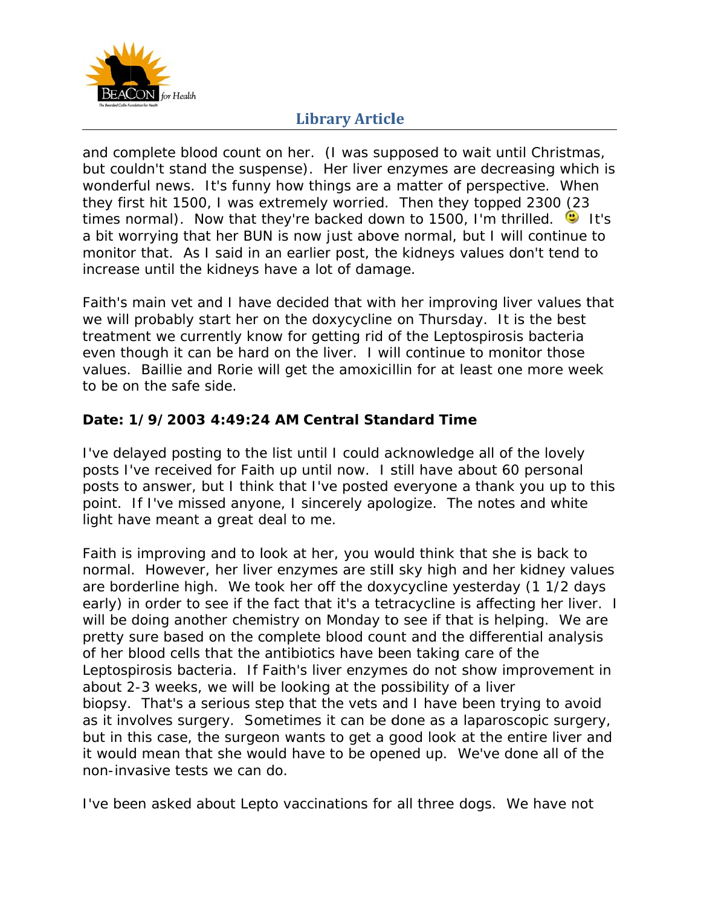and complete blood count on her. (I was supposed to wait until Christmas, but couldn't stand the suspense). Her liver enzymes are decreasing which is wonderful news. It's funny how things are a matter of perspective. When they first hit 1500, I was extremely worried. Then they topped 2300 (23 times normal). Now that they're backed down to 1500, I'm thrilled. It's a bit worrying that her BUN is now just above normal, but I will continue to monitor that. As I said in an earlier post, the kidneys values don't tend to increase until the kidneys have a lot of damage.

Faith's main vet and I have decided that with her improving liver values that we will probably start her on the doxycycline on Thursday. It is the best treatment we currently know for getting rid of the Leptospirosis bacteria even though it can be hard on the liver. I will continue to monitor those values. Baillie and Rorie will get the amoxicillin for at least one more week to be on the safe side.

**Date: 1/9/2003 4:49:24 AM Central Standard Time**

I've delayed posting to the list until I could acknowledge all of the lovely posts I've received for Faith up until now. I still have about 60 personal posts to answer, but I think that I've posted everyone a thank you up to this point. If I've missed anyone, I sincerely apologize. The notes and white light have meant a great deal to me.

Faith is improving and to look at her, you would think that she is back to normal. However, her liver enzymes are still sky high and her kidney values are borderline high. We took her off the doxycycline yesterday (1 1/2 days early) in order to see if the fact that it's a tetracycline is affecting her liver. I will be doing another chemistry on Monday to see if that is helping. We are pretty sure based on the complete blood count and the differential analysis of her blood cells that the antibiotics have been taking care of the Leptospirosis bacteria. If Faith's liver enzymes do not show improvement in about 2-3 weeks, we will be looking at the possibility of a liver biopsy. That's a serious step that the vets and I have been trying to avoid as it involves surgery. Sometimes it can be done as a laparoscopic surgery, but in this case, the surgeon wants to get a good look at the entire liver and it would mean that she would have to be opened up. We've done all of the non-invasive tests we can do.

I've been asked about Lepto vaccinations for all three dogs. We have not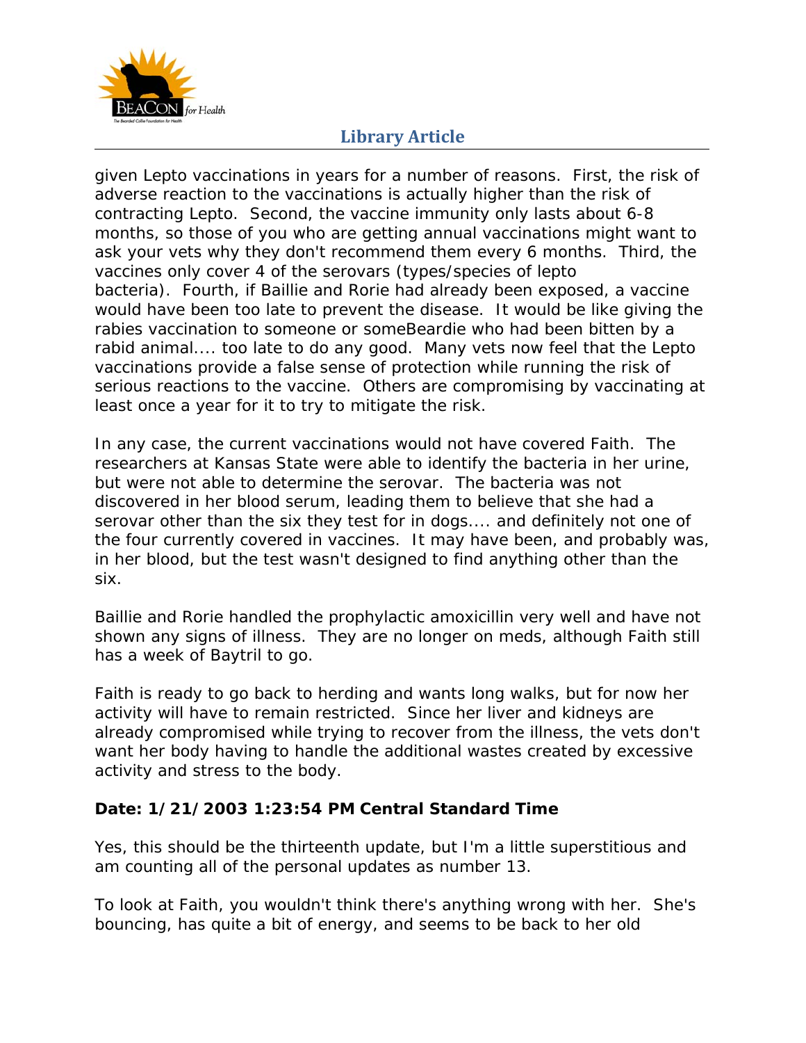given Lepto vaccinations in years for a number of reasons. First, the risk of adverse reaction to the vaccinations is actually higher than the risk of contracting Lepto. Second, the vaccine immunity only lasts about 6-8 months, so those of you who are getting annual vaccinations might want to ask your vets why they don't recommend them every 6 months. Third, the vaccines only cover 4 of the serovars (types/species of lepto bacteria). Fourth, if Baillie and Rorie had already been exposed, a vaccine would have been too late to prevent the disease. It would be like giving the rabies vaccination to someone or someBeardie who had been bitten by a rabid animal.... too late to do any good. Many vets now feel that the Lepto vaccinations provide a false sense of protection while running the risk of serious reactions to the vaccine. Others are compromising by vaccinating at least once a year for it to try to mitigate the risk.

In any case, the current vaccinations would not have covered Faith. The researchers at Kansas State were able to identify the bacteria in her urine, but were not able to determine the serovar. The bacteria was not discovered in her blood serum, leading them to believe that she had a serovar other than the six they test for in dogs.... and definitely not one of the four currently covered in vaccines. It may have been, and probably was, in her blood, but the test wasn't designed to find anything other than the six.

Baillie and Rorie handled the prophylactic amoxicillin very well and have not shown any signs of illness. They are no longer on meds, although Faith still has a week of Baytril to go.

Faith is ready to go back to herding and wants long walks, but for now her activity will have to remain restricted. Since her liver and kidneys are already compromised while trying to recover from the illness, the vets don't want her body having to handle the additional wastes created by excessive activity and stress to the body.

**Date: 1/21/2003 1:23:54 PM Central Standard Time**

Yes, this should be the thirteenth update, but I'm a little superstitious and am counting all of the personal updates as number 13.

To look at Faith, you wouldn't think there's anything wrong with her. She's bouncing, has quite a bit of energy, and seems to be back to her old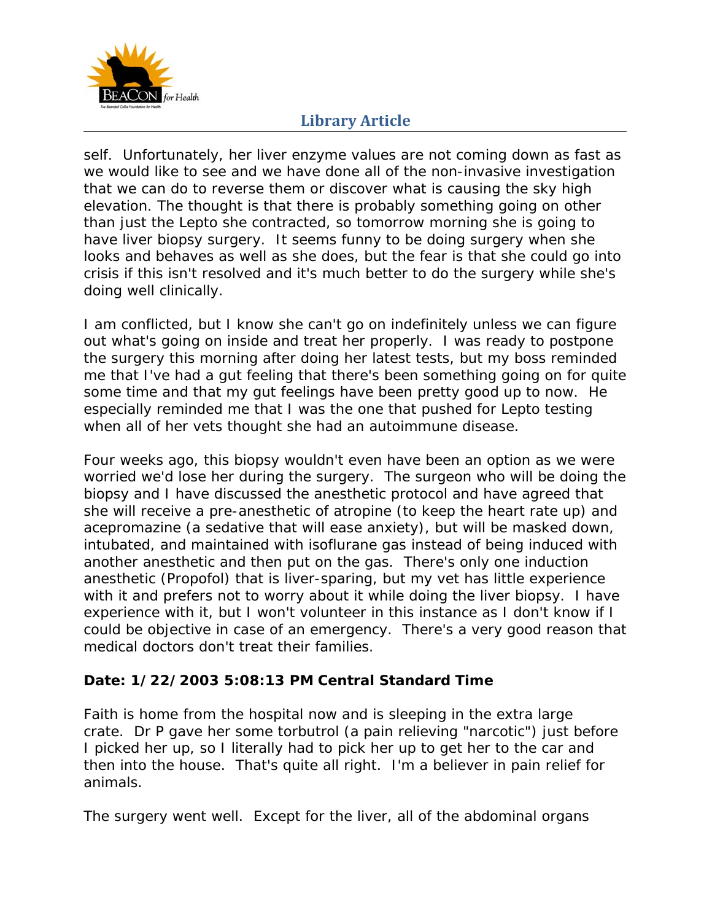self. Unfortunately, her liver enzyme values are not coming down as fast as we would like to see and we have done all of the non-invasive investigation that we can do to reverse them or discover what is causing the sky high elevation. The thought is that there is probably something going on other than just the Lepto she contracted, so tomorrow morning she is going to have liver biopsy surgery. It seems funny to be doing surgery when she looks and behaves as well as she does, but the fear is that she could go into crisis if this isn't resolved and it's much better to do the surgery while she's doing well clinically.

I am conflicted, but I know she can't go on indefinitely unless we can figure out what's going on inside and treat her properly. I was ready to postpone the surgery this morning after doing her latest tests, but my boss reminded me that I've had a gut feeling that there's been something going on for quite some time and that my gut feelings have been pretty good up to now. He especially reminded me that I was the one that pushed for Lepto testing when all of her vets thought she had an autoimmune disease.

Four weeks ago, this biopsy wouldn't even have been an option as we were worried we'd lose her during the surgery. The surgeon who will be doing the biopsy and I have discussed the anesthetic protocol and have agreed that she will receive a pre-anesthetic of atropine (to keep the heart rate up) and acepromazine (a sedative that will ease anxiety), but will be masked down, intubated, and maintained with isoflurane gas instead of being induced with another anesthetic and then put on the gas. There's only one induction anesthetic (Propofol) that is liver-sparing, but my vet has little experience with it and prefers not to worry about it while doing the liver biopsy. I have experience with it, but I won't volunteer in this instance as I don't know if I could be objective in case of an emergency. There's a very good reason that medical doctors don't treat their families.

**Date: 1/22/2003 5:08:13 PM Central Standard Time**

Faith is home from the hospital now and is sleeping in the extra large crate. Dr P gave her some torbutrol (a pain relieving "narcotic") just before I picked her up, so I literally had to pick her up to get her to the car and then into the house. That's quite all right. I'm a believer in pain relief for animals.

The surgery went well. Except for the liver, all of the abdominal organs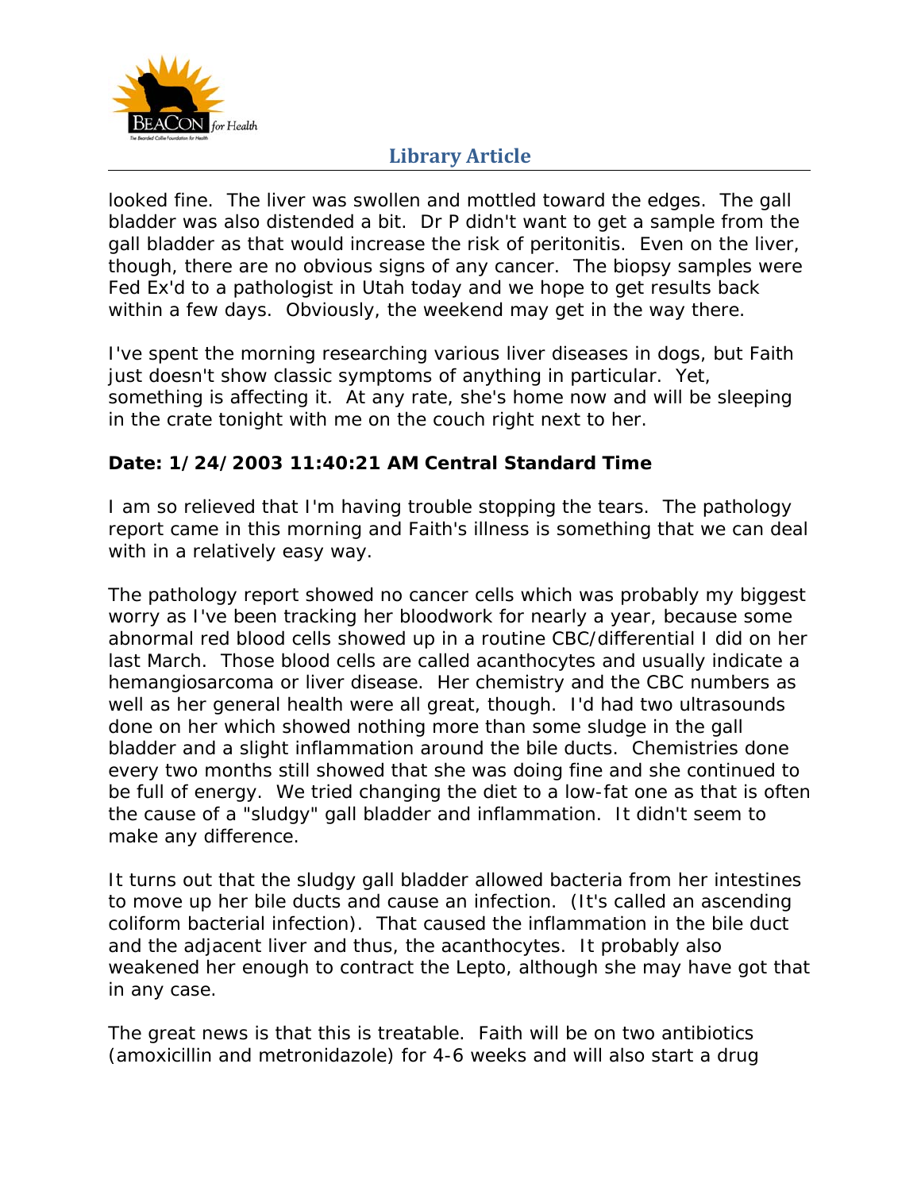looked fine. The liver was swollen and mottled toward the edges. The gall bladder was also distended a bit. Dr P didn't want to get a sample from the gall bladder as that would increase the risk of peritonitis. Even on the liver, though, there are no obvious signs of any cancer. The biopsy samples were Fed Ex'd to a pathologist in Utah today and we hope to get results back within a few days. Obviously, the weekend may get in the way there.

I've spent the morning researching various liver diseases in dogs, but Faith just doesn't show classic symptoms of anything in particular. Yet, something is affecting it. At any rate, she's home now and will be sleeping in the crate tonight with me on the couch right next to her.

**Date: 1/24/2003 11:40:21 AM Central Standard Time**

I am so relieved that I'm having trouble stopping the tears. The pathology report came in this morning and Faith's illness is something that we can deal with in a relatively easy way.

The pathology report showed no cancer cells which was probably my biggest worry as I've been tracking her bloodwork for nearly a year, because some abnormal red blood cells showed up in a routine CBC/differential I did on her last March. Those blood cells are called acanthocytes and usually indicate a hemangiosarcoma or liver disease. Her chemistry and the CBC numbers as well as her general health were all great, though. I'd had two ultrasounds done on her which showed nothing more than some sludge in the gall bladder and a slight inflammation around the bile ducts. Chemistries done every two months still showed that she was doing fine and she continued to be full of energy. We tried changing the diet to a low-fat one as that is often the cause of a "sludgy" gall bladder and inflammation. It didn't seem to make any difference.

It turns out that the sludgy gall bladder allowed bacteria from her intestines to move up her bile ducts and cause an infection. (It's called an ascending coliform bacterial infection). That caused the inflammation in the bile duct and the adjacent liver and thus, the acanthocytes. It probably also weakened her enough to contract the Lepto, although she may have got that in any case.

The great news is that this is treatable. Faith will be on two antibiotics (amoxicillin and metronidazole) for 4-6 weeks and will also start a drug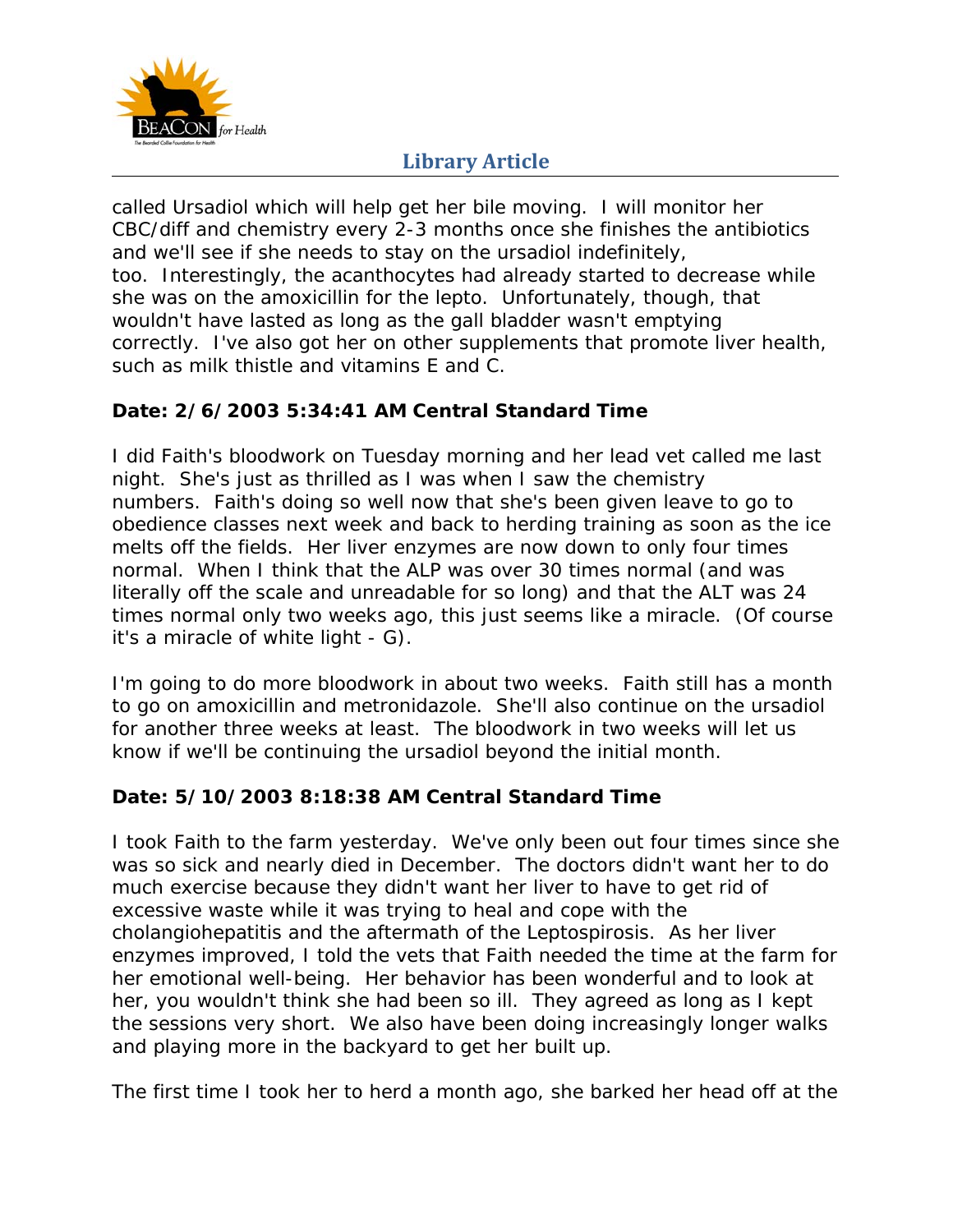called Ursadiol which will help get her bile moving.  I will monitor her CBC/diff and chemistry every 2-3 months once she finishes the antibiotics and we'll see if she needs to stay on the ursadiol indefinitely, too.  Interestingly, the acanthocytes had already started to decrease while she was on the amoxicillin for the lepto.  Unfortunately, though, that wouldn't have lasted as long as the gall bladder wasn't emptying correctly.  I've also got her on other supplements that promote liver health, such as milk thistle and vitamins E and C.

**Date: 2/6/2003 5:34:41 AM Central Standard Time**

I did Faith's bloodwork on Tuesday morning and her lead vet called me last night.  She's just as thrilled as I was when I saw the chemistry numbers.  Faith's doing so well now that she's been given leave to go to obedience classes next week and back to herding training as soon as the ice melts off the fields.  Her liver enzymes are now down to only four times normal.  When I think that the ALP was over 30 times normal (and was literally off the scale and unreadable for so long) and that the ALT was 24 times normal only two weeks ago, this just seems like a miracle.  (Of course it's a miracle of white light - G).

I'm going to do more bloodwork in about two weeks.  Faith still has a month to go on amoxicillin and metronidazole.  She'll also continue on the ursadiol for another three weeks at least.  The bloodwork in two weeks will let us know if we'll be continuing the ursadiol beyond the initial month.

**Date: 5/10/2003 8:18:38 AM Central Standard Time**

I took Faith to the farm yesterday.  We've only been out four times since she was so sick and nearly died in December.  The doctors didn't want her to do much exercise because they didn't want her liver to have to get rid of excessive waste while it was trying to heal and cope with the cholangiohepatitis and the aftermath of the Leptospirosis.  As her liver enzymes improved, I told the vets that Faith needed the time at the farm for her emotional well-being.  Her behavior has been wonderful and to look at her, you wouldn't think she had been so ill.  They agreed as long as I kept the sessions very short.  We also have been doing increasingly longer walks and playing more in the backyard to get her built up.

The first time I took her to herd a month ago, she barked her head off at the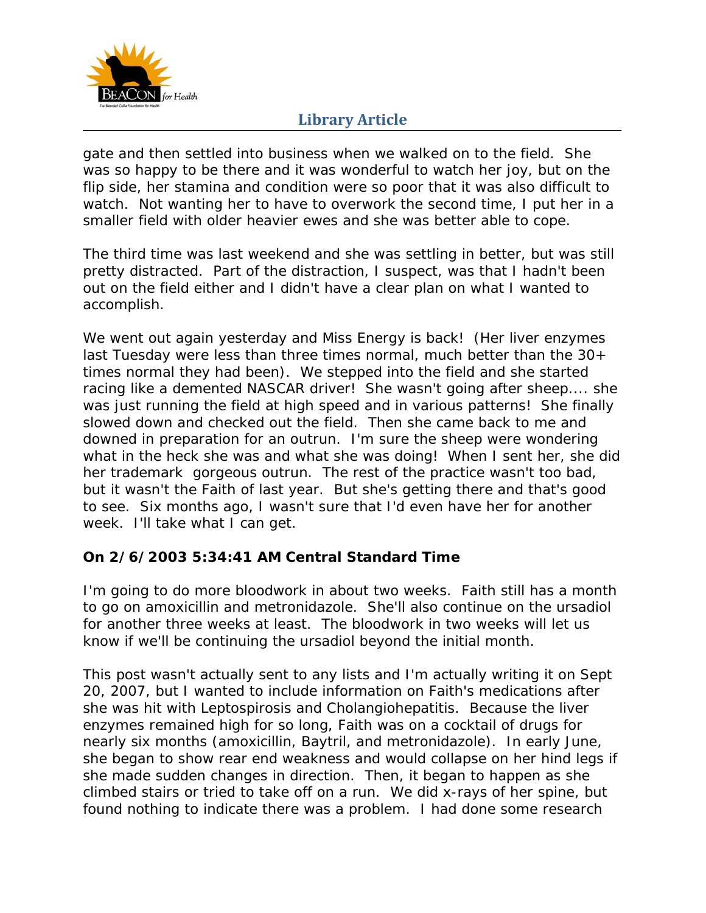gate and then settled into business when we walked on to the field. She was so happy to be there and it was wonderful to watch her joy, but on the flip side, her stamina and condition were so poor that it was also difficult to watch. Not wanting her to have to overwork the second time, I put her in a smaller field with older heavier ewes and she was better able to cope.

The third time was last weekend and she was settling in better, but was still pretty distracted. Part of the distraction, I suspect, was that I hadn't been out on the field either and I didn't have a clear plan on what I wanted to accomplish.

We went out again yesterday and Miss Energy is back! (Her liver enzymes last Tuesday were less than three times normal, much better than the 30+ times normal they had been). We stepped into the field and she started racing like a demented NASCAR driver! She wasn't going after sheep.... she was just running the field at high speed and in various patterns! She finally slowed down and checked out the field. Then she came back to me and downed in preparation for an outrun. I'm sure the sheep were wondering what in the heck she was and what she was doing! When I sent her, she did her trademark gorgeous outrun. The rest of the practice wasn't too bad, but it wasn't the Faith of last year. But she's getting there and that's good to see. Six months ago, I wasn't sure that I'd even have her for another week. I'll take what I can get.

**On 2/6/2003 5:34:41 AM Central Standard Time**

I'm going to do more bloodwork in about two weeks. Faith still has a month to go on amoxicillin and metronidazole. She'll also continue on the ursadiol for another three weeks at least. The bloodwork in two weeks will let us know if we'll be continuing the ursadiol beyond the initial month.

This post wasn't actually sent to any lists and I'm actually writing it on Sept 20, 2007, but I wanted to include information on Faith's medications after she was hit with Leptospirosis and Cholangiohepatitis. Because the liver enzymes remained high for so long, Faith was on a cocktail of drugs for nearly six months (amoxicillin, Baytril, and metronidazole). In early June, she began to show rear end weakness and would collapse on her hind legs if she made sudden changes in direction. Then, it began to happen as she climbed stairs or tried to take off on a run. We did x-rays of her spine, but found nothing to indicate there was a problem. I had done some research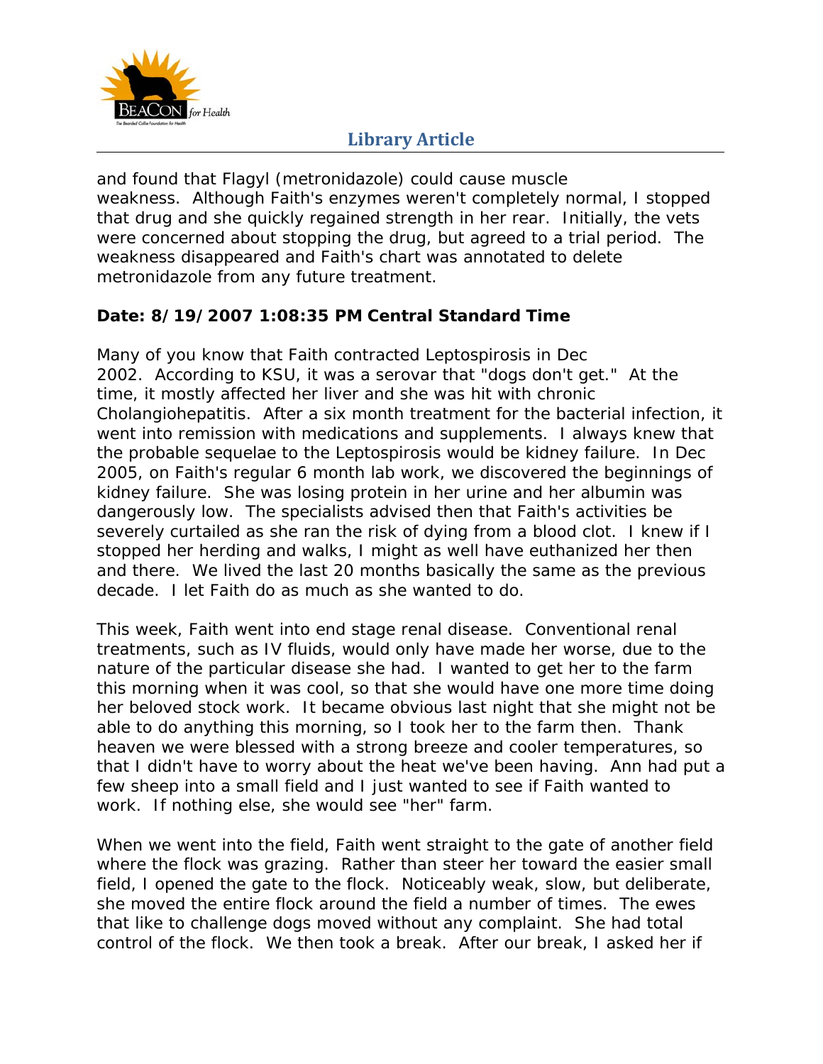and found that Flagyl (metronidazole) could cause muscle weakness. Although Faith's enzymes weren't completely normal, I stopped that drug and she quickly regained strength in her rear. Initially, the vets were concerned about stopping the drug, but agreed to a trial period. The weakness disappeared and Faith's chart was annotated to delete metronidazole from any future treatment.

**Date: 8/19/2007 1:08:35 PM Central Standard Time**

Many of you know that Faith contracted Leptospirosis in Dec 2002. According to KSU, it was a serovar that "dogs don't get." At the time, it mostly affected her liver and she was hit with chronic Cholangiohepatitis. After a six month treatment for the bacterial infection, it went into remission with medications and supplements. I always knew that the probable sequelae to the Leptospirosis would be kidney failure. In Dec 2005, on Faith's regular 6 month lab work, we discovered the beginnings of kidney failure. She was losing protein in her urine and her albumin was dangerously low. The specialists advised then that Faith's activities be severely curtailed as she ran the risk of dying from a blood clot. I knew if I stopped her herding and walks, I might as well have euthanized her then and there. We lived the last 20 months basically the same as the previous decade. I let Faith do as much as she wanted to do.

This week, Faith went into end stage renal disease. Conventional renal treatments, such as IV fluids, would only have made her worse, due to the nature of the particular disease she had. I wanted to get her to the farm this morning when it was cool, so that she would have one more time doing her beloved stock work. It became obvious last night that she might not be able to do anything this morning, so I took her to the farm then. Thank heaven we were blessed with a strong breeze and cooler temperatures, so that I didn't have to worry about the heat we've been having. Ann had put a few sheep into a small field and I just wanted to see if Faith wanted to work. If nothing else, she would see "her" farm.

When we went into the field, Faith went straight to the gate of another field where the flock was grazing. Rather than steer her toward the easier small field, I opened the gate to the flock. Noticeably weak, slow, but deliberate, she moved the entire flock around the field a number of times. The ewes that like to challenge dogs moved without any complaint. She had total control of the flock. We then took a break. After our break, I asked her if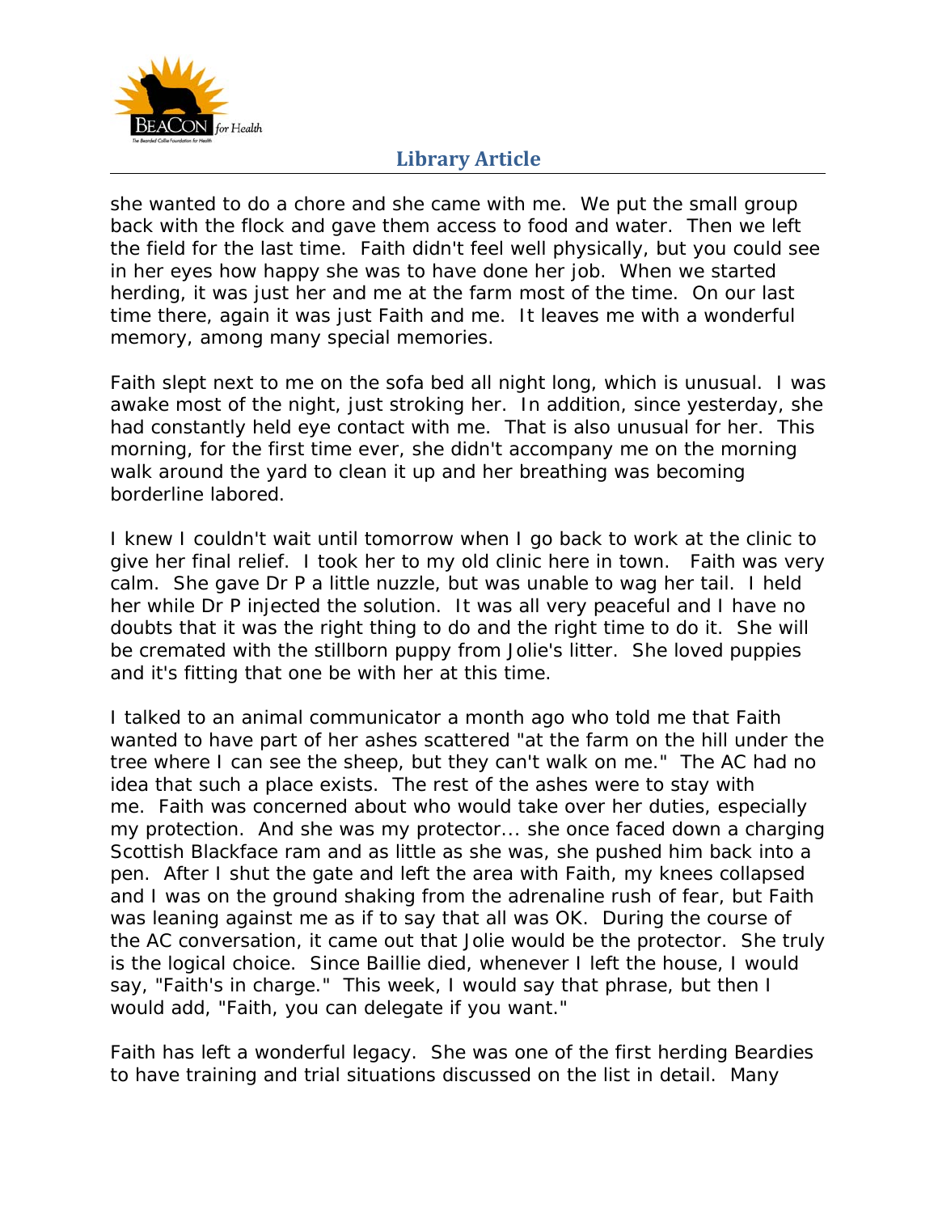she wanted to do a chore and she came with me. We put the small group back with the flock and gave them access to food and water. Then we left the field for the last time. Faith didn't feel well physically, but you could see in her eyes how happy she was to have done her job. When we started herding, it was just her and me at the farm most of the time. On our last time there, again it was just Faith and me. It leaves me with a wonderful memory, among many special memories.

Faith slept next to me on the sofa bed all night long, which is unusual. I was awake most of the night, just stroking her. In addition, since yesterday, she had constantly held eye contact with me. That is also unusual for her. This morning, for the first time ever, she didn't accompany me on the morning walk around the yard to clean it up and her breathing was becoming borderline labored.

I knew I couldn't wait until tomorrow when I go back to work at the clinic to give her final relief. I took her to my old clinic here in town. Faith was very calm. She gave Dr P a little nuzzle, but was unable to wag her tail. I held her while Dr P injected the solution. It was all very peaceful and I have no doubts that it was the right thing to do and the right time to do it. She will be cremated with the stillborn puppy from Jolie's litter. She loved puppies and it's fitting that one be with her at this time.

I talked to an animal communicator a month ago who told me that Faith wanted to have part of her ashes scattered "at the farm on the hill under the tree where I can see the sheep, but they can't walk on me." The AC had no idea that such a place exists. The rest of the ashes were to stay with me. Faith was concerned about who would take over her duties, especially my protection. And she was my protector... she once faced down a charging Scottish Blackface ram and as little as she was, she pushed him back into a pen. After I shut the gate and left the area with Faith, my knees collapsed and I was on the ground shaking from the adrenaline rush of fear, but Faith was leaning against me as if to say that all was OK. During the course of the AC conversation, it came out that Jolie would be the protector. She truly is the logical choice. Since Baillie died, whenever I left the house, I would say, "Faith's in charge." This week, I would say that phrase, but then I would add, "Faith, you can delegate if you want."

Faith has left a wonderful legacy. She was one of the first herding Beardies to have training and trial situations discussed on the list in detail. Many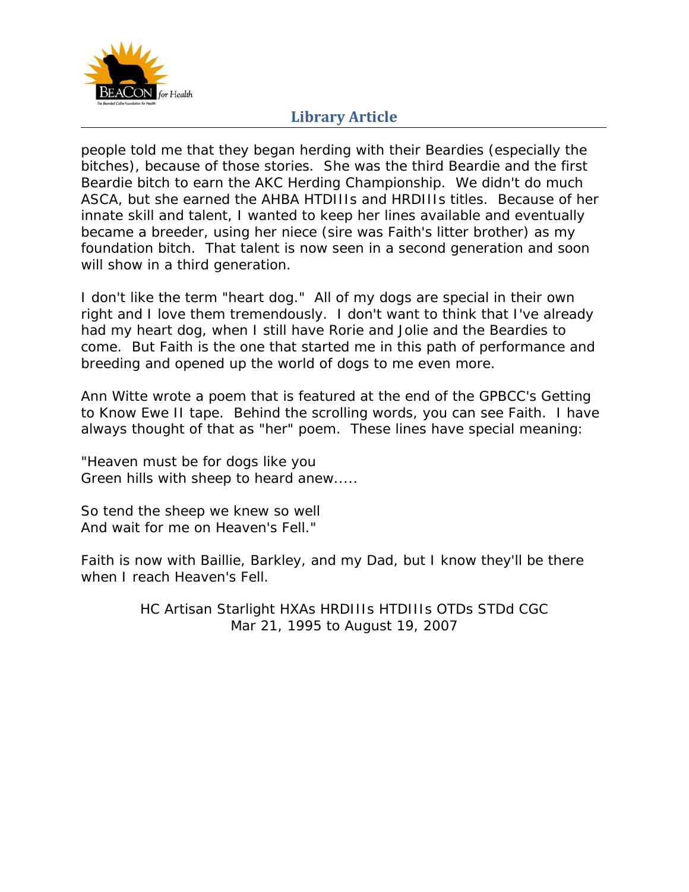people told me that they began herding with their Beardies (especially the bitches), because of those stories. She was the third Beardie and the first Beardie bitch to earn the AKC Herding Championship. We didn't do much ASCA, but she earned the AHBA HTDIIIs and HRDIIIs titles. Because of her innate skill and talent, I wanted to keep her lines available and eventually became a breeder, using her niece (sire was Faith's litter brother) as my foundation bitch. That talent is now seen in a second generation and soon will show in a third generation.

I don't like the term "heart dog." All of my dogs are special in their own right and I love them tremendously. I don't want to think that I've already had my heart dog, when I still have Rorie and Jolie and the Beardies to come. But Faith is the one that started me in this path of performance and breeding and opened up the world of dogs to me even more.

Ann Witte wrote a poem that is featured at the end of the GPBCC's Getting to Know Ewe II tape. Behind the scrolling words, you can see Faith. I have always thought of that as "her" poem. These lines have special meaning:

"Heaven must be for dogs like you  
Green hills with sheep to heard anew.....

So tend the sheep we knew so well  
And wait for me on Heaven's Fell."

Faith is now with Baillie, Barkley, and my Dad, but I know they'll be there when I reach Heaven's Fell.

HC Artisan Starlight HXAs HRDIIIs HTDIIIs OTDs STDd CGC  
Mar 21, 1995 to August 19, 2007